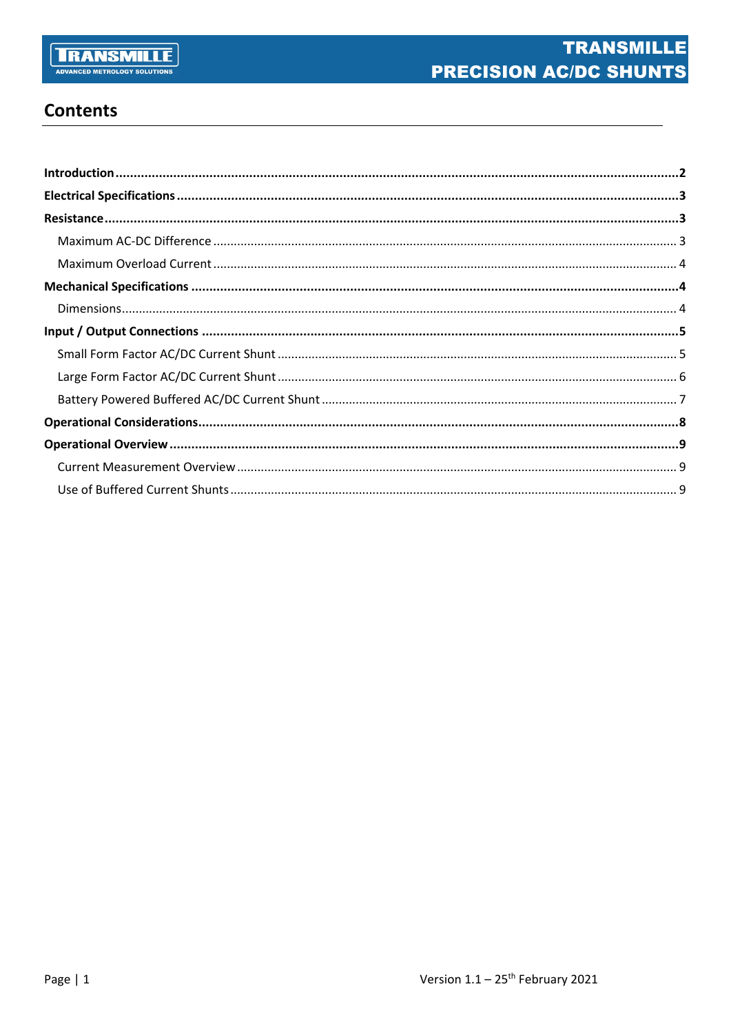## Contents

**Introduction** .......... **2**

**Electrical Specifications** .......... **3**

**Resistance** .......... **3**

- Maximum AC-DC Difference .......... 3
- Maximum Overload Current .......... 4

**Mechanical Specifications** .......... **4**

- Dimensions .......... 4

**Input / Output Connections** .......... **5**

- Small Form Factor AC/DC Current Shunt .......... 5
- Large Form Factor AC/DC Current Shunt .......... 6
- Battery Powered Buffered AC/DC Current Shunt .......... 7

**Operational Considerations** .......... **8**

**Operational Overview** .......... **9**

- Current Measurement Overview .......... 9
- Use of Buffered Current Shunts .......... 9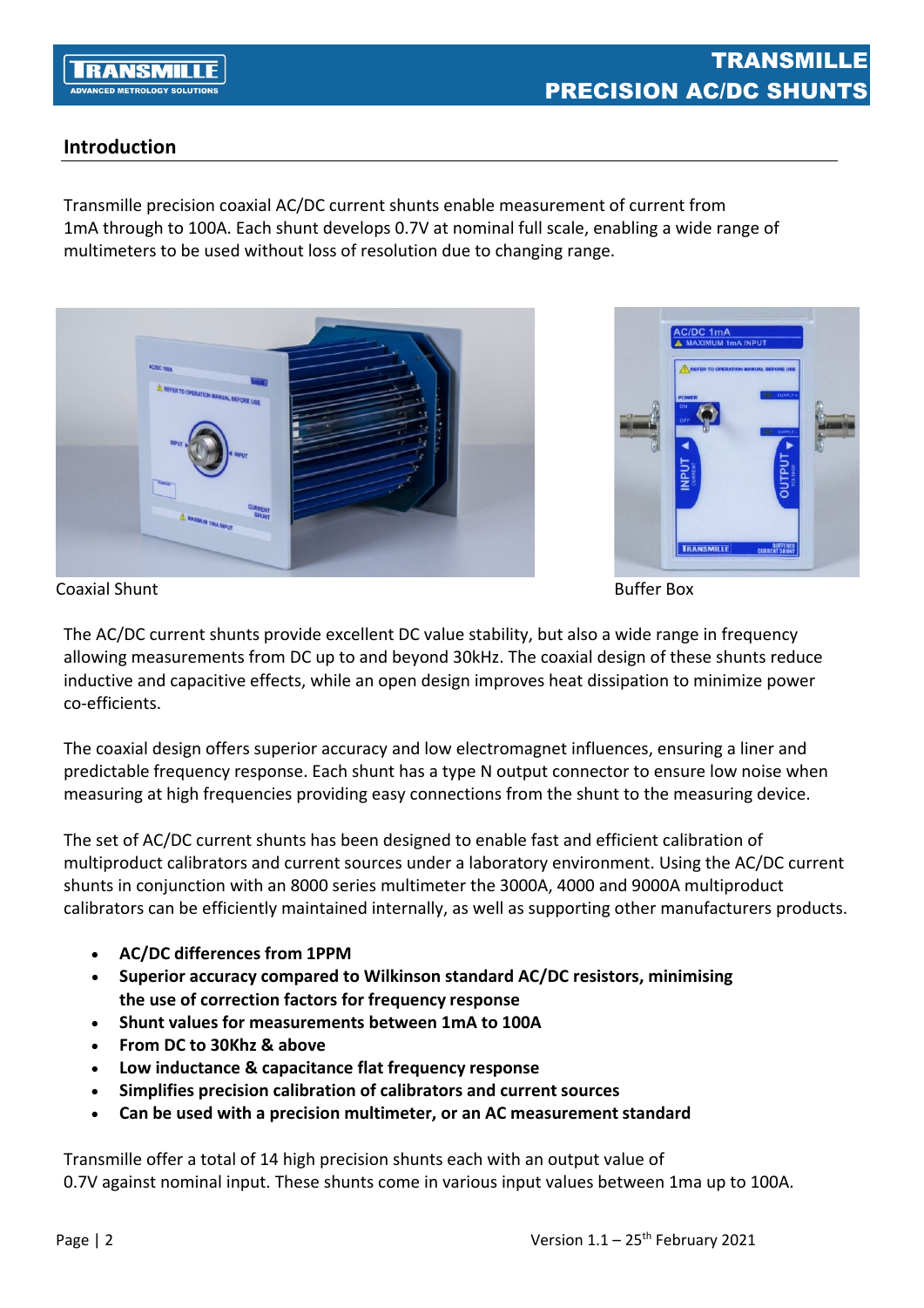## Introduction

Transmille precision coaxial AC/DC current shunts enable measurement of current from 1mA through to 100A. Each shunt develops 0.7V at nominal full scale, enabling a wide range of multimeters to be used without loss of resolution due to changing range.

Coaxial Shunt

Buffer Box

The AC/DC current shunts provide excellent DC value stability, but also a wide range in frequency allowing measurements from DC up to and beyond 30kHz. The coaxial design of these shunts reduce inductive and capacitive effects, while an open design improves heat dissipation to minimize power co-efficients.

The coaxial design offers superior accuracy and low electromagnet influences, ensuring a liner and predictable frequency response. Each shunt has a type N output connector to ensure low noise when measuring at high frequencies providing easy connections from the shunt to the measuring device.

The set of AC/DC current shunts has been designed to enable fast and efficient calibration of multiproduct calibrators and current sources under a laboratory environment. Using the AC/DC current shunts in conjunction with an 8000 series multimeter the 3000A, 4000 and 9000A multiproduct calibrators can be efficiently maintained internally, as well as supporting other manufacturers products.

- **AC/DC differences from 1PPM**
- **Superior accuracy compared to Wilkinson standard AC/DC resistors, minimising the use of correction factors for frequency response**
- **Shunt values for measurements between 1mA to 100A**
- **From DC to 30Khz & above**
- **Low inductance & capacitance flat frequency response**
- **Simplifies precision calibration of calibrators and current sources**
- **Can be used with a precision multimeter, or an AC measurement standard**

Transmille offer a total of 14 high precision shunts each with an output value of 0.7V against nominal input. These shunts come in various input values between 1ma up to 100A.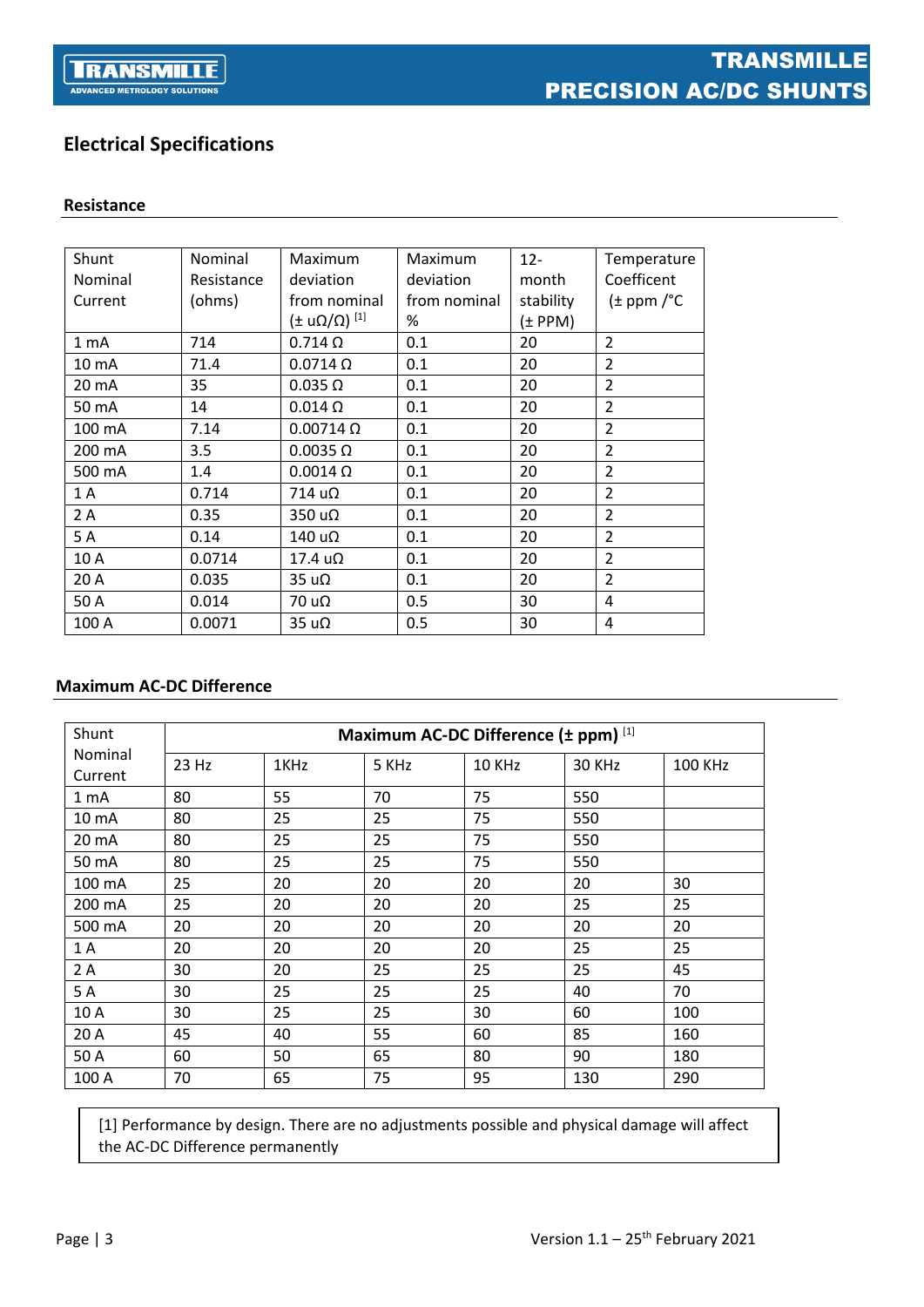## Electrical Specifications

### Resistance

| Shunt Nominal Current | Nominal Resistance (ohms) | Maximum deviation from nominal (± uΩ/Ω) [1] | Maximum deviation from nominal % | 12-month stability (± PPM) | Temperature Coefficent (± ppm /°C |
|---|---|---|---|---|---|
| 1 mA | 714 | 0.714 Ω | 0.1 | 20 | 2 |
| 10 mA | 71.4 | 0.0714 Ω | 0.1 | 20 | 2 |
| 20 mA | 35 | 0.035 Ω | 0.1 | 20 | 2 |
| 50 mA | 14 | 0.014 Ω | 0.1 | 20 | 2 |
| 100 mA | 7.14 | 0.00714 Ω | 0.1 | 20 | 2 |
| 200 mA | 3.5 | 0.0035 Ω | 0.1 | 20 | 2 |
| 500 mA | 1.4 | 0.0014 Ω | 0.1 | 20 | 2 |
| 1 A | 0.714 | 714 uΩ | 0.1 | 20 | 2 |
| 2 A | 0.35 | 350 uΩ | 0.1 | 20 | 2 |
| 5 A | 0.14 | 140 uΩ | 0.1 | 20 | 2 |
| 10 A | 0.0714 | 17.4 uΩ | 0.1 | 20 | 2 |
| 20 A | 0.035 | 35 uΩ | 0.1 | 20 | 2 |
| 50 A | 0.014 | 70 uΩ | 0.5 | 30 | 4 |
| 100 A | 0.0071 | 35 uΩ | 0.5 | 30 | 4 |

### Maximum AC-DC Difference

| Shunt Nominal Current | Maximum AC-DC Difference (± ppm) [1] | | | | | |
|---|---|---|---|---|---|---|
| | 23 Hz | 1KHz | 5 KHz | 10 KHz | 30 KHz | 100 KHz |
| 1 mA | 80 | 55 | 70 | 75 | 550 | |
| 10 mA | 80 | 25 | 25 | 75 | 550 | |
| 20 mA | 80 | 25 | 25 | 75 | 550 | |
| 50 mA | 80 | 25 | 25 | 75 | 550 | |
| 100 mA | 25 | 20 | 20 | 20 | 20 | 30 |
| 200 mA | 25 | 20 | 20 | 20 | 25 | 25 |
| 500 mA | 20 | 20 | 20 | 20 | 20 | 20 |
| 1 A | 20 | 20 | 20 | 20 | 25 | 25 |
| 2 A | 30 | 20 | 25 | 25 | 25 | 45 |
| 5 A | 30 | 25 | 25 | 25 | 40 | 70 |
| 10 A | 30 | 25 | 25 | 30 | 60 | 100 |
| 20 A | 45 | 40 | 55 | 60 | 85 | 160 |
| 50 A | 60 | 50 | 65 | 80 | 90 | 180 |
| 100 A | 70 | 65 | 75 | 95 | 130 | 290 |

[1] Performance by design. There are no adjustments possible and physical damage will affect the AC-DC Difference permanently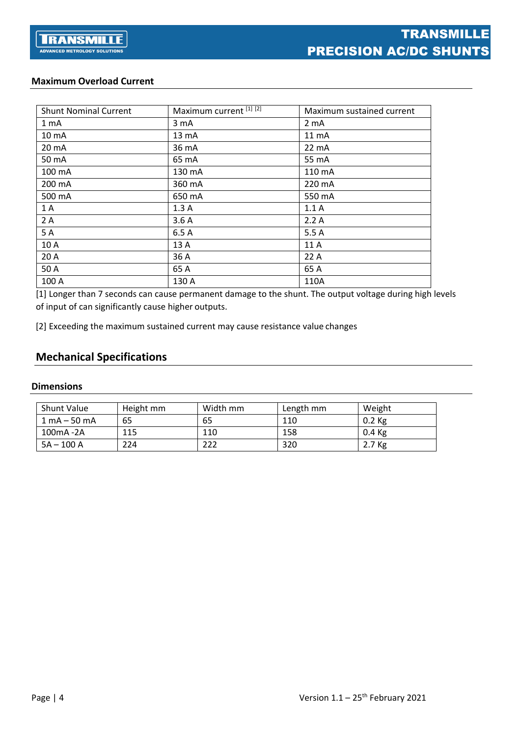### Maximum Overload Current

| Shunt Nominal Current | Maximum current [1] [2] | Maximum sustained current |
|---|---|---|
| 1 mA | 3 mA | 2 mA |
| 10 mA | 13 mA | 11 mA |
| 20 mA | 36 mA | 22 mA |
| 50 mA | 65 mA | 55 mA |
| 100 mA | 130 mA | 110 mA |
| 200 mA | 360 mA | 220 mA |
| 500 mA | 650 mA | 550 mA |
| 1 A | 1.3 A | 1.1 A |
| 2 A | 3.6 A | 2.2 A |
| 5 A | 6.5 A | 5.5 A |
| 10 A | 13 A | 11 A |
| 20 A | 36 A | 22 A |
| 50 A | 65 A | 65 A |
| 100 A | 130 A | 110A |

[1] Longer than 7 seconds can cause permanent damage to the shunt. The output voltage during high levels of input of can significantly cause higher outputs.

[2] Exceeding the maximum sustained current may cause resistance value changes

## Mechanical Specifications

### Dimensions

| Shunt Value | Height mm | Width mm | Length mm | Weight |
|---|---|---|---|---|
| 1 mA – 50 mA | 65 | 65 | 110 | 0.2 Kg |
| 100mA -2A | 115 | 110 | 158 | 0.4 Kg |
| 5A – 100 A | 224 | 222 | 320 | 2.7 Kg |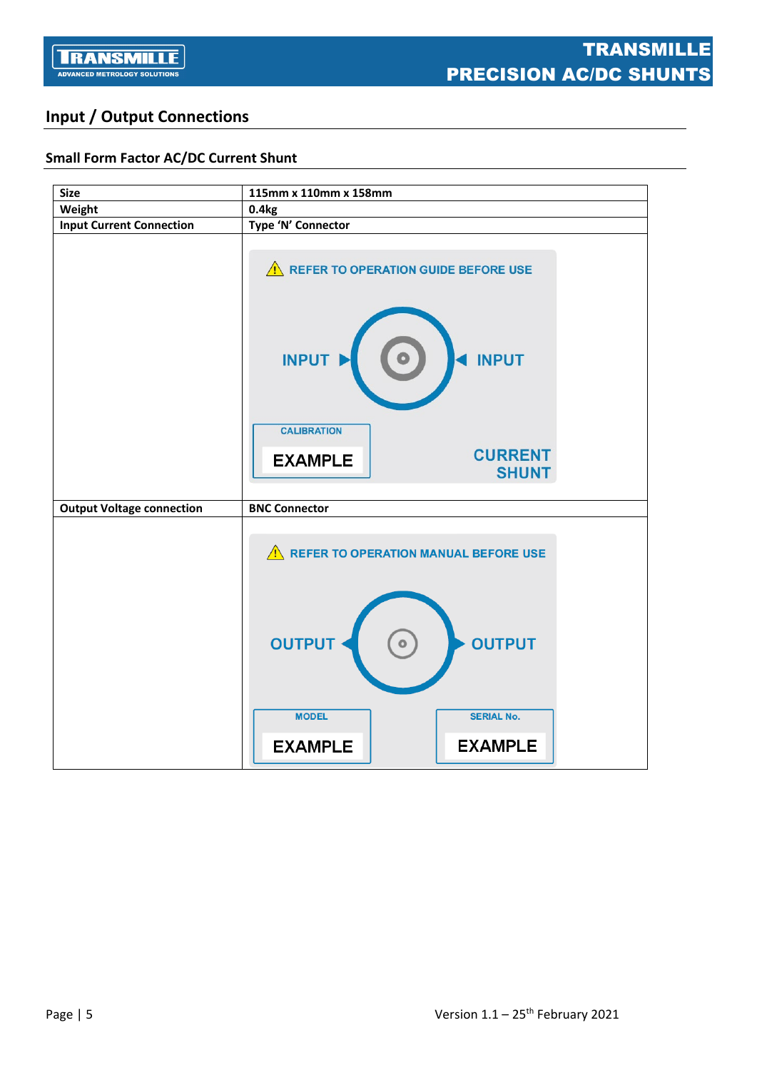## Input / Output Connections

### Small Form Factor AC/DC Current Shunt

| Size | 115mm x 110mm x 158mm |
| --- | --- |
| Weight | 0.4kg |
| Input Current Connection | Type 'N' Connector |
| | REFER TO OPERATION GUIDE BEFORE USE<br>INPUT ▶ ◀ INPUT<br>CALIBRATION EXAMPLE<br>CURRENT SHUNT |
| Output Voltage connection | BNC Connector |
| | REFER TO OPERATION MANUAL BEFORE USE<br>OUTPUT ◀ ▶ OUTPUT<br>MODEL EXAMPLE<br>SERIAL No. EXAMPLE |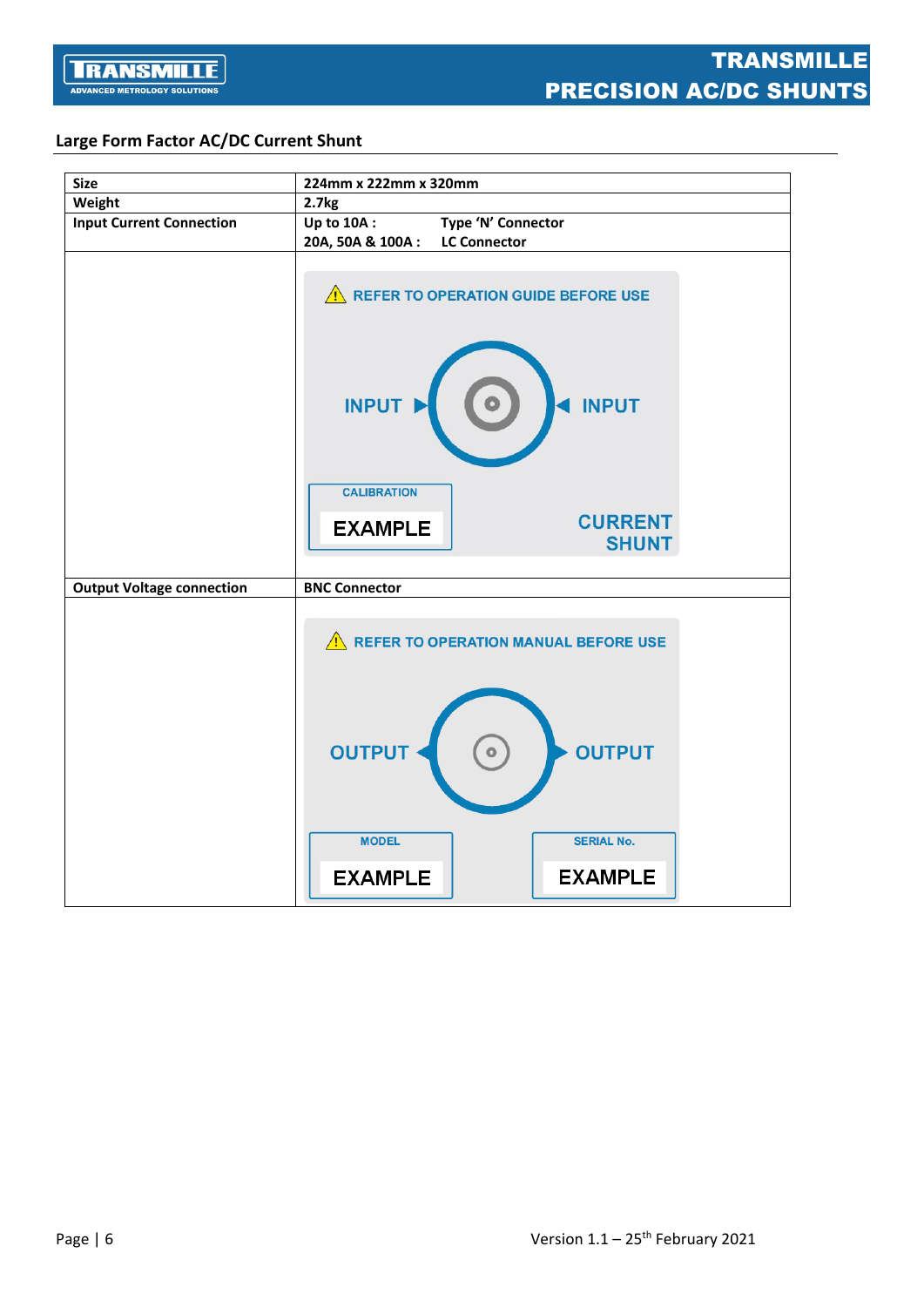## Large Form Factor AC/DC Current Shunt

| Size | 224mm x 222mm x 320mm |
|---|---|
| Weight | 2.7kg |
| Input Current Connection | Up to 10A : Type 'N' Connector<br>20A, 50A & 100A : LC Connector |
| | REFER TO OPERATION GUIDE BEFORE USE<br>INPUT ▶ ◀ INPUT<br>CALIBRATION<br>EXAMPLE<br>CURRENT SHUNT |
| Output Voltage connection | BNC Connector |
| | REFER TO OPERATION MANUAL BEFORE USE<br>OUTPUT ◀ ▶ OUTPUT<br>MODEL<br>EXAMPLE<br>SERIAL No.<br>EXAMPLE |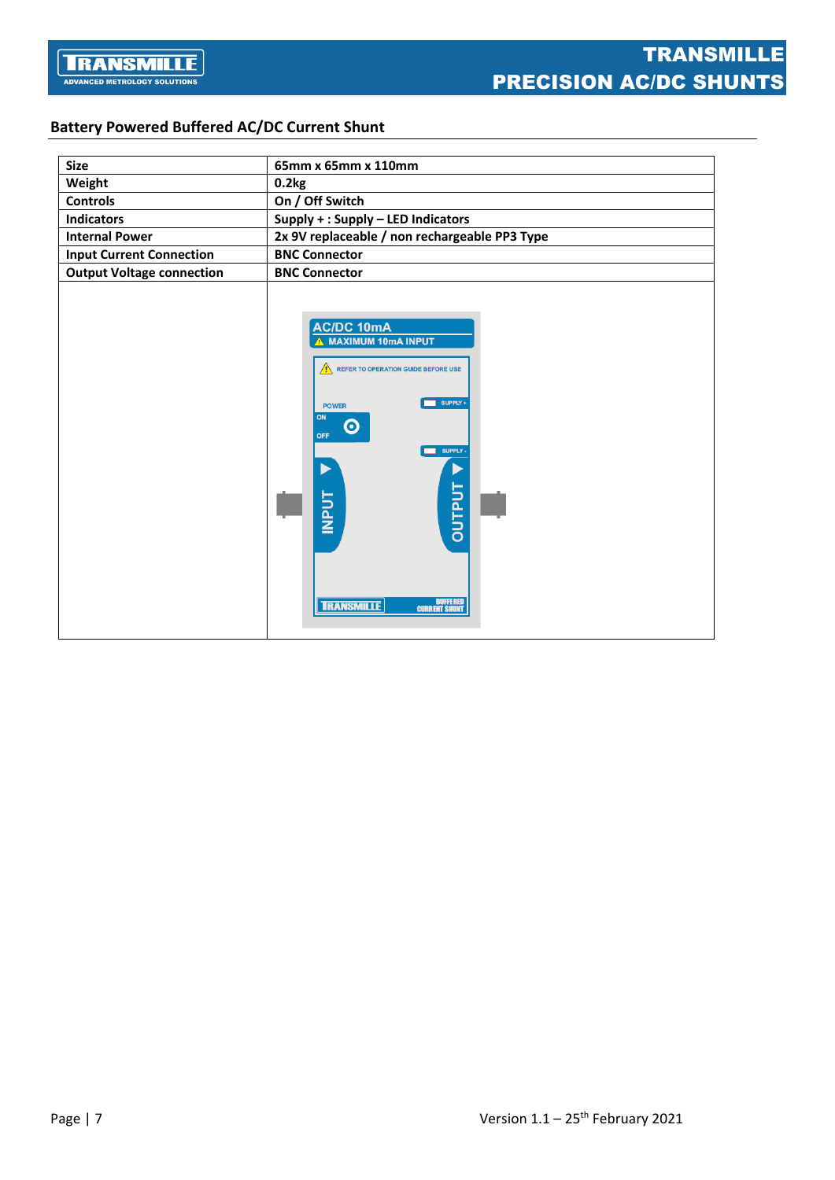## Battery Powered Buffered AC/DC Current Shunt

| Size | 65mm x 65mm x 110mm |
|---|---|
| Weight | 0.2kg |
| Controls | On / Off Switch |
| Indicators | Supply + : Supply – LED Indicators |
| Internal Power | 2x 9V replaceable / non rechargeable PP3 Type |
| Input Current Connection | BNC Connector |
| Output Voltage connection | BNC Connector |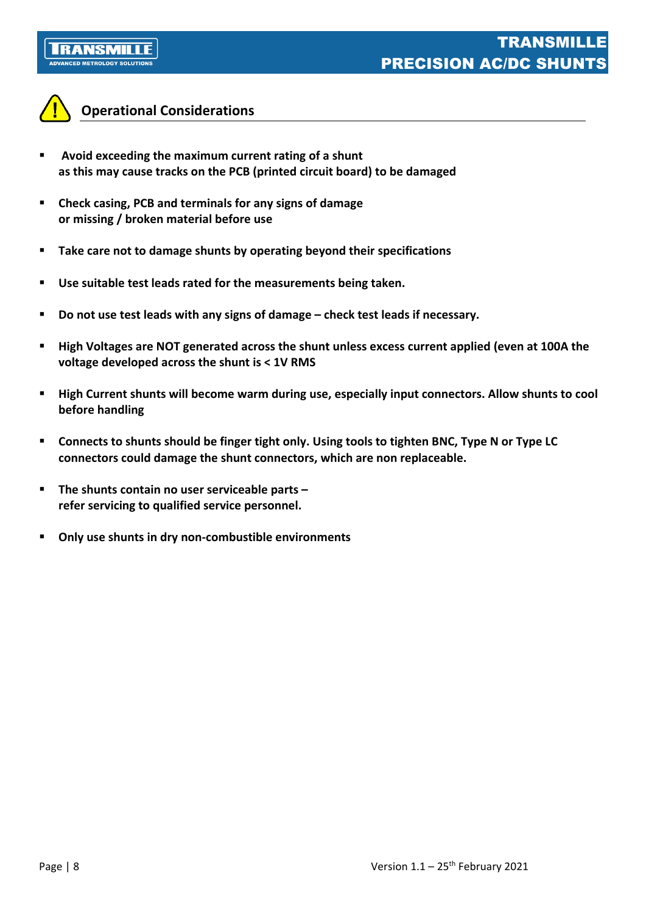## Operational Considerations

- **Avoid exceeding the maximum current rating of a shunt as this may cause tracks on the PCB (printed circuit board) to be damaged**
- **Check casing, PCB and terminals for any signs of damage or missing / broken material before use**
- **Take care not to damage shunts by operating beyond their specifications**
- **Use suitable test leads rated for the measurements being taken.**
- **Do not use test leads with any signs of damage – check test leads if necessary.**
- **High Voltages are NOT generated across the shunt unless excess current applied (even at 100A the voltage developed across the shunt is < 1V RMS**
- **High Current shunts will become warm during use, especially input connectors. Allow shunts to cool before handling**
- **Connects to shunts should be finger tight only. Using tools to tighten BNC, Type N or Type LC connectors could damage the shunt connectors, which are non replaceable.**
- **The shunts contain no user serviceable parts – refer servicing to qualified service personnel.**
- **Only use shunts in dry non-combustible environments**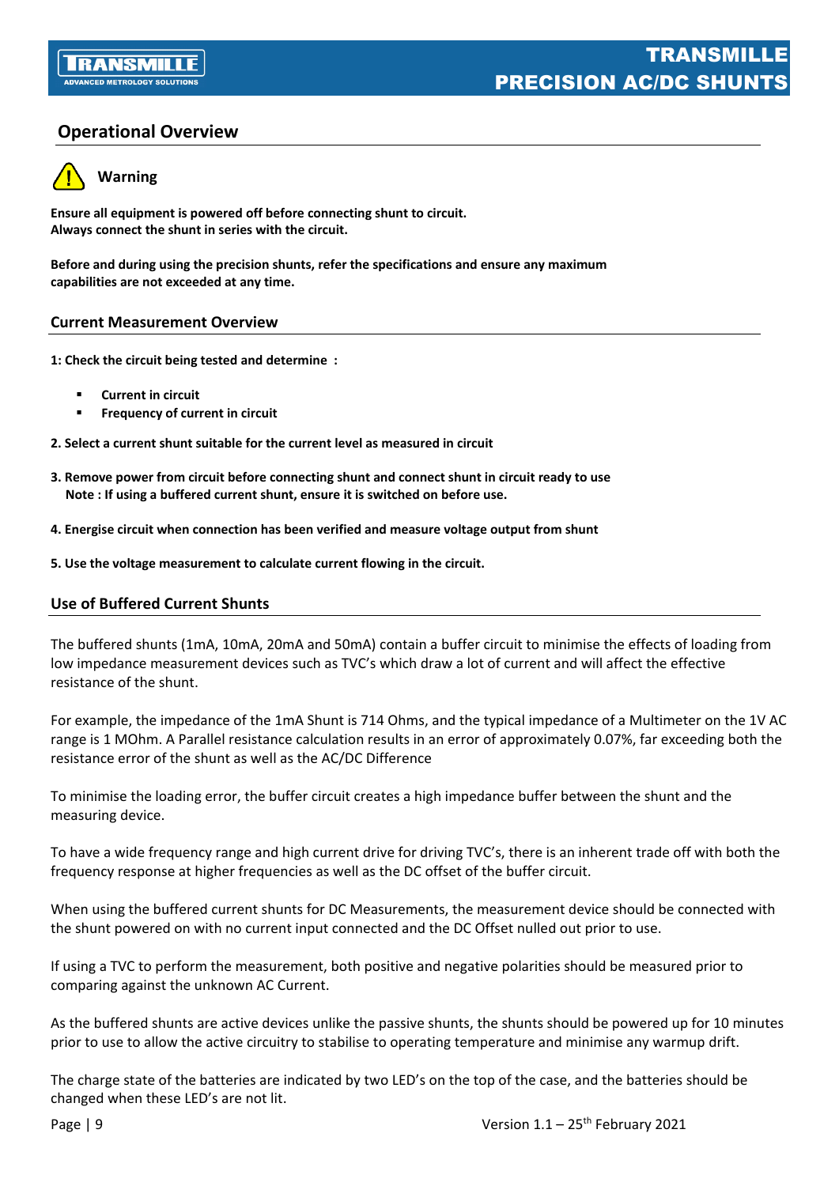## Operational Overview

### Warning

**Ensure all equipment is powered off before connecting shunt to circuit.**
**Always connect the shunt in series with the circuit.**

**Before and during using the precision shunts, refer the specifications and ensure any maximum capabilities are not exceeded at any time.**

### Current Measurement Overview

**1: Check the circuit being tested and determine :**

- **Current in circuit**
- **Frequency of current in circuit**

**2. Select a current shunt suitable for the current level as measured in circuit**

**3. Remove power from circuit before connecting shunt and connect shunt in circuit ready to use**
**Note : If using a buffered current shunt, ensure it is switched on before use.**

**4. Energise circuit when connection has been verified and measure voltage output from shunt**

**5. Use the voltage measurement to calculate current flowing in the circuit.**

### Use of Buffered Current Shunts

The buffered shunts (1mA, 10mA, 20mA and 50mA) contain a buffer circuit to minimise the effects of loading from low impedance measurement devices such as TVC's which draw a lot of current and will affect the effective resistance of the shunt.

For example, the impedance of the 1mA Shunt is 714 Ohms, and the typical impedance of a Multimeter on the 1V AC range is 1 MOhm. A Parallel resistance calculation results in an error of approximately 0.07%, far exceeding both the resistance error of the shunt as well as the AC/DC Difference

To minimise the loading error, the buffer circuit creates a high impedance buffer between the shunt and the measuring device.

To have a wide frequency range and high current drive for driving TVC's, there is an inherent trade off with both the frequency response at higher frequencies as well as the DC offset of the buffer circuit.

When using the buffered current shunts for DC Measurements, the measurement device should be connected with the shunt powered on with no current input connected and the DC Offset nulled out prior to use.

If using a TVC to perform the measurement, both positive and negative polarities should be measured prior to comparing against the unknown AC Current.

As the buffered shunts are active devices unlike the passive shunts, the shunts should be powered up for 10 minutes prior to use to allow the active circuitry to stabilise to operating temperature and minimise any warmup drift.

The charge state of the batteries are indicated by two LED's on the top of the case, and the batteries should be changed when these LED's are not lit.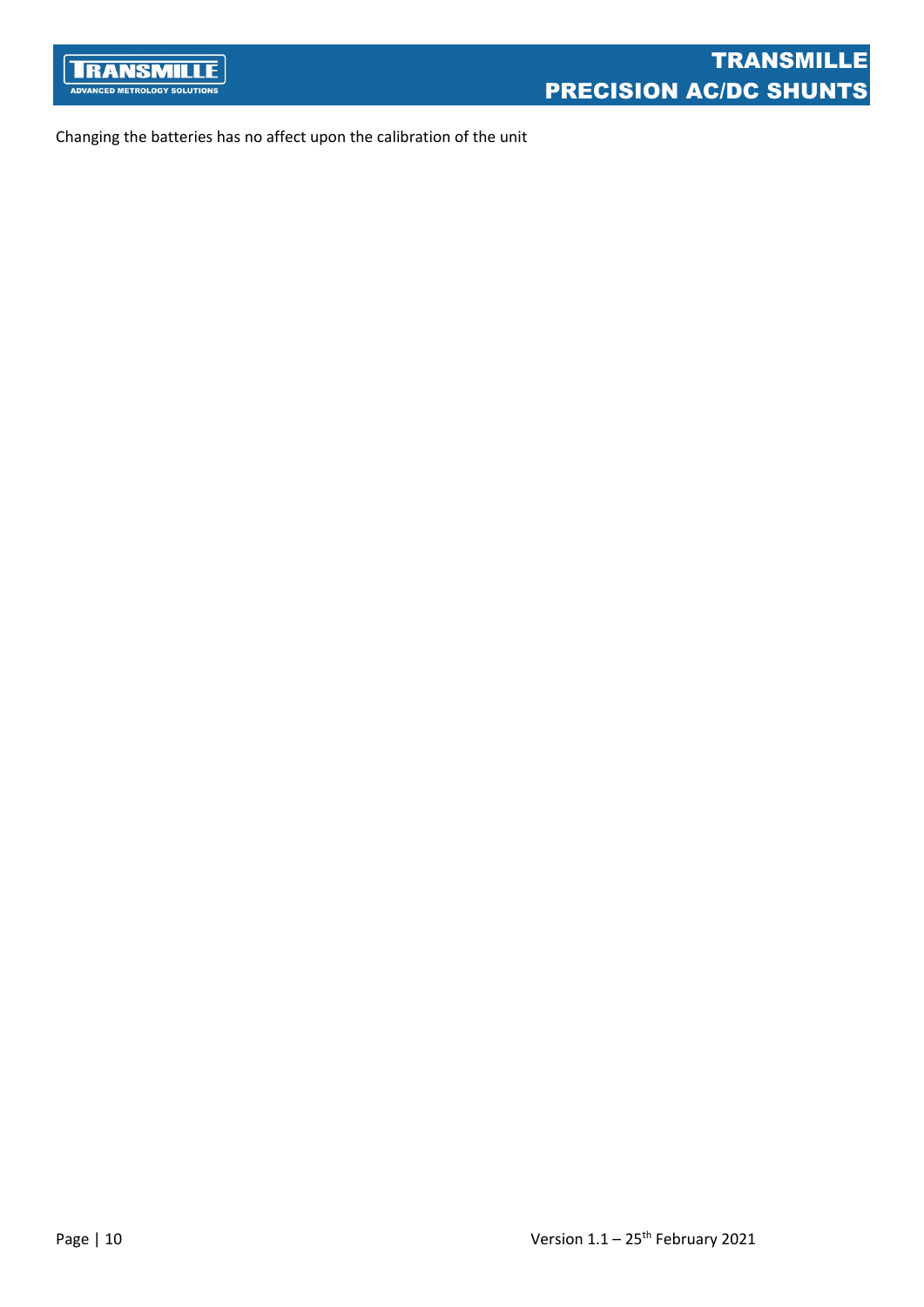Changing the batteries has no affect upon the calibration of the unit